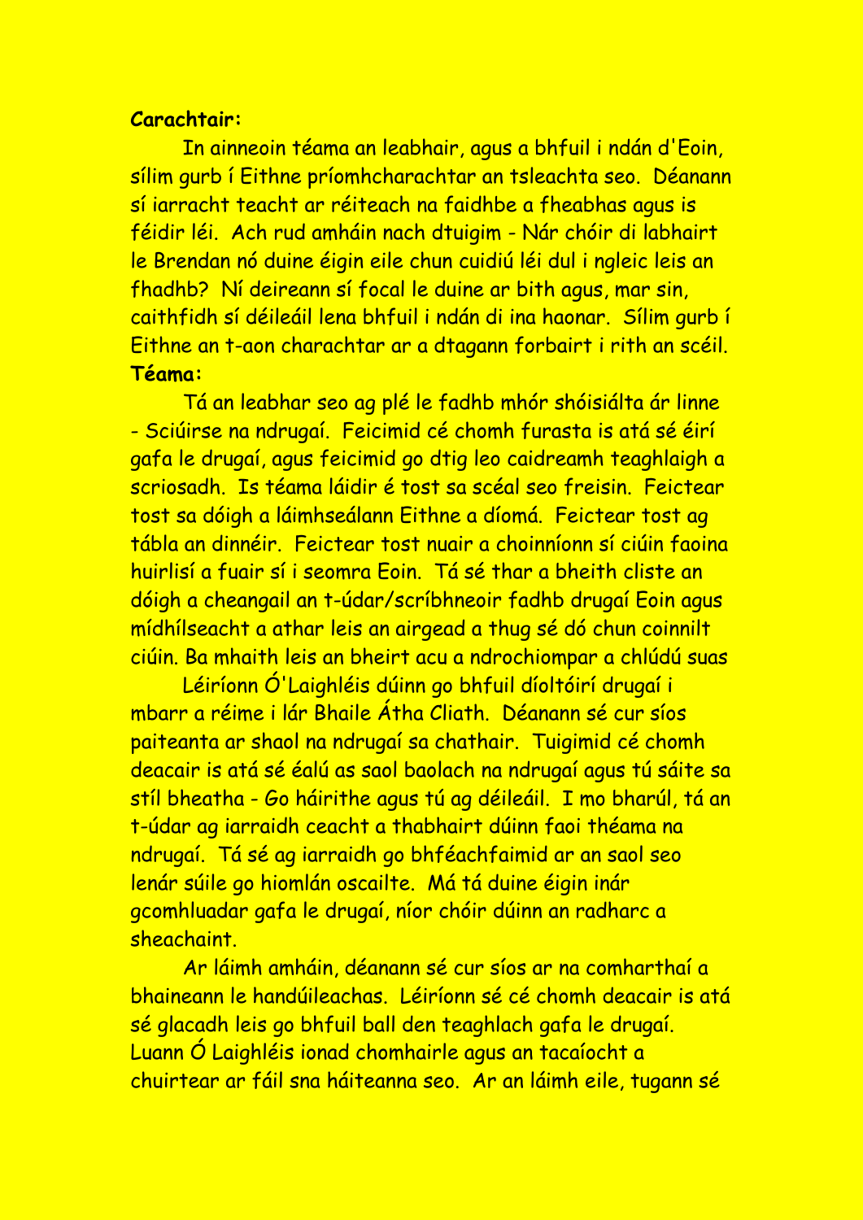**Carachtair:**

In ainneoin téama an leabhair, agus a bhfuil i ndán d'Eoin, sílim gurb í Eithne príomhcharachtar an tsleachta seo. Déanann sí iarracht teacht ar réiteach na faidhbe a fheabhas agus is féidir léi. Ach rud amháin nach dtuigim - Nár chóir di labhairt le Brendan nó duine éigin eile chun cuidiú léi dul i ngleic leis an fhadhb? Ní deireann sí focal le duine ar bith agus, mar sin, caithfidh sí déileáil lena bhfuil i ndán di ina haonar. Sílim gurb í Eithne an t-aon charachtar ar a dtagann forbairt i rith an scéil.

**Téama:**

Tá an leabhar seo ag plé le fadhb mhór shóisiálta ár linne - Sciúirse na ndrugaí. Feicimid cé chomh furasta is atá sé éirí gafa le drugaí, agus feicimid go dtig leo caidreamh teaghlaigh a scriosadh. Is téama láidir é tost sa scéal seo freisin. Feictear tost sa dóigh a láimhseálann Eithne a díomá. Feictear tost ag tábla an dinnéir. Feictear tost nuair a choinníonn sí ciúin faoina huirlisí a fuair sí i seomra Eoin. Tá sé thar a bheith cliste an dóigh a cheangail an t-údar/scríbhneoir fadhb drugaí Eoin agus mídhílseacht a athar leis an airgead a thug sé dó chun coinnilt ciúin. Ba mhaith leis an bheirt acu a ndrochiompar a chlúdú suas

Léiríonn Ó'Laighléis dúinn go bhfuil díoltóirí drugaí i mbarr a réime i lár Bhaile Átha Cliath. Déanann sé cur síos paiteanta ar shaol na ndrugaí sa chathair. Tuigimid cé chomh deacair is atá sé éalú as saol baolach na ndrugaí agus tú sáite sa stíl bheatha - Go háirithe agus tú ag déileáil. I mo bharúl, tá an t-údar ag iarraidh ceacht a thabhairt dúinn faoi théama na ndrugaí. Tá sé ag iarraidh go bhféachfaimid ar an saol seo lenár súile go hiomlán oscailte. Má tá duine éigin inár gcomhluadar gafa le drugaí, níor chóir dúinn an radharc a sheachaint.

Ar láimh amháin, déanann sé cur síos ar na comharthaí a bhaineann le handúileachas. Léiríonn sé cé chomh deacair is atá sé glacadh leis go bhfuil ball den teaghlach gafa le drugaí. Luann Ó Laighléis ionad chomhairle agus an tacaíocht a chuirtear ar fáil sna háiteanna seo. Ar an láimh eile, tugann sé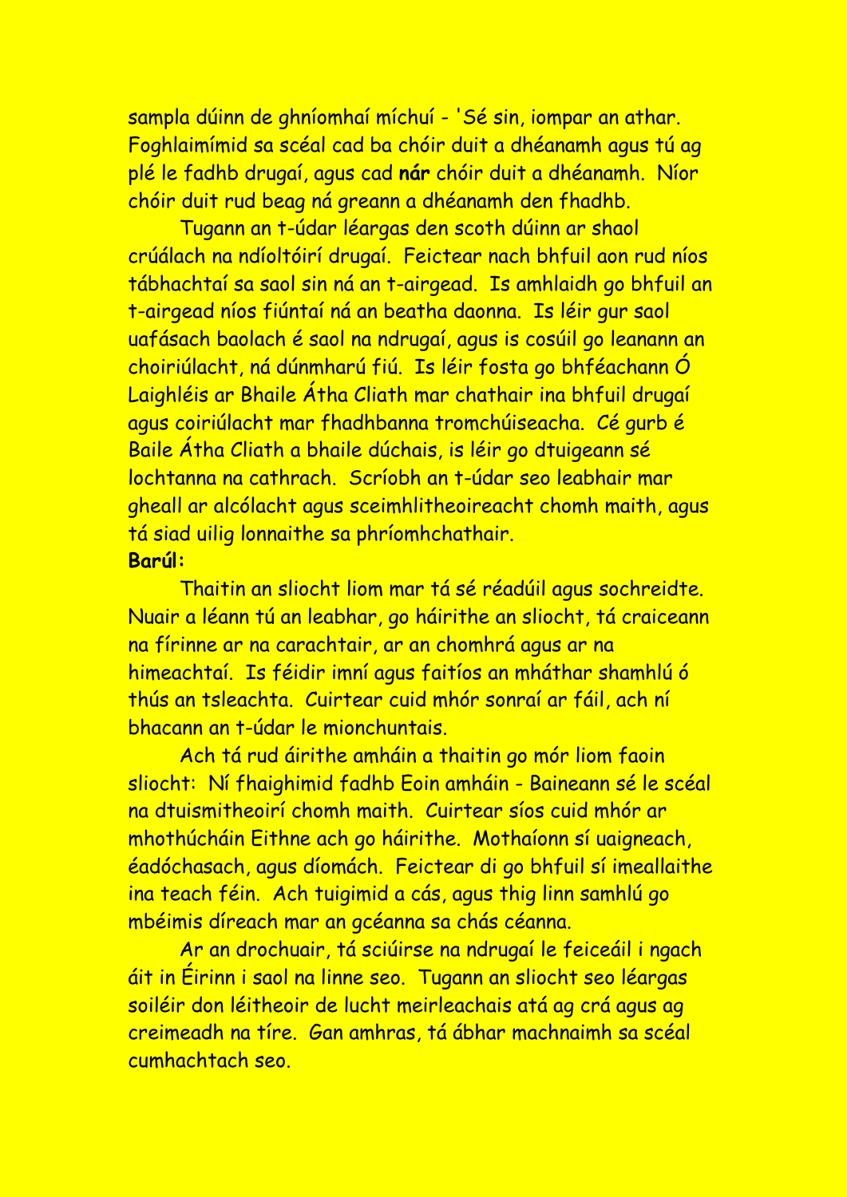sampla dúinn de ghníomhaí míchuí - 'Sé sin, iompar an athar. Foghlaimímid sa scéal cad ba chóir duit a dhéanamh agus tú ag plé le fadhb drugaí, agus cad **nár** chóir duit a dhéanamh. Níor chóir duit rud beag ná greann a dhéanamh den fhadhb.

Tugann an t-údar léargas den scoth dúinn ar shaol crúálach na ndíoltóirí drugaí. Feictear nach bhfuil aon rud níos tábhachtaí sa saol sin ná an t-airgead. Is amhlaidh go bhfuil an t-airgead níos fiúntaí ná an beatha daonna. Is léir gur saol uafásach baolach é saol na ndrugaí, agus is cosúil go leanann an choiriúlacht, ná dúnmharú fiú. Is léir fosta go bhféachann Ó Laighléis ar Bhaile Átha Cliath mar chathair ina bhfuil drugaí agus coiriúlacht mar fhadhbanna tromchúiseacha. Cé gurb é Baile Átha Cliath a bhaile dúchais, is léir go dtuigeann sé lochtanna na cathrach. Scríobh an t-údar seo leabhair mar gheall ar alcólacht agus sceimhlitheoireacht chomh maith, agus tá siad uilig lonnaithe sa phríomhchathair.

**Barúl:**

Thaitin an sliocht liom mar tá sé réadúil agus sochreidte. Nuair a léann tú an leabhar, go háirithe an sliocht, tá craiceann na fírinne ar na carachtair, ar an chomhrá agus ar na himeachtaí. Is féidir imní agus faitíos an mháthar shamhlú ó thús an tsleachta. Cuirtear cuid mhór sonraí ar fáil, ach ní bhacann an t-údar le mionchuntais.

Ach tá rud áirithe amháin a thaitin go mór liom faoin sliocht: Ní fhaighimid fadhb Eoin amháin - Baineann sé le scéal na dtuismitheoirí chomh maith. Cuirtear síos cuid mhór ar mhothúcháin Eithne ach go háirithe. Mothaíonn sí uaigneach, éadóchasach, agus díomách. Feictear di go bhfuil sí imeallaithe ina teach féin. Ach tuigimid a cás, agus thig linn samhlú go mbéimis díreach mar an gcéanna sa chás céanna.

Ar an drochuair, tá sciúirse na ndrugaí le feiceáil i ngach áit in Éirinn i saol na linne seo. Tugann an sliocht seo léargas soiléir don léitheoir de lucht meirleachais atá ag crá agus ag creimeadh na tíre. Gan amhras, tá ábhar machnaimh sa scéal cumhachtach seo.